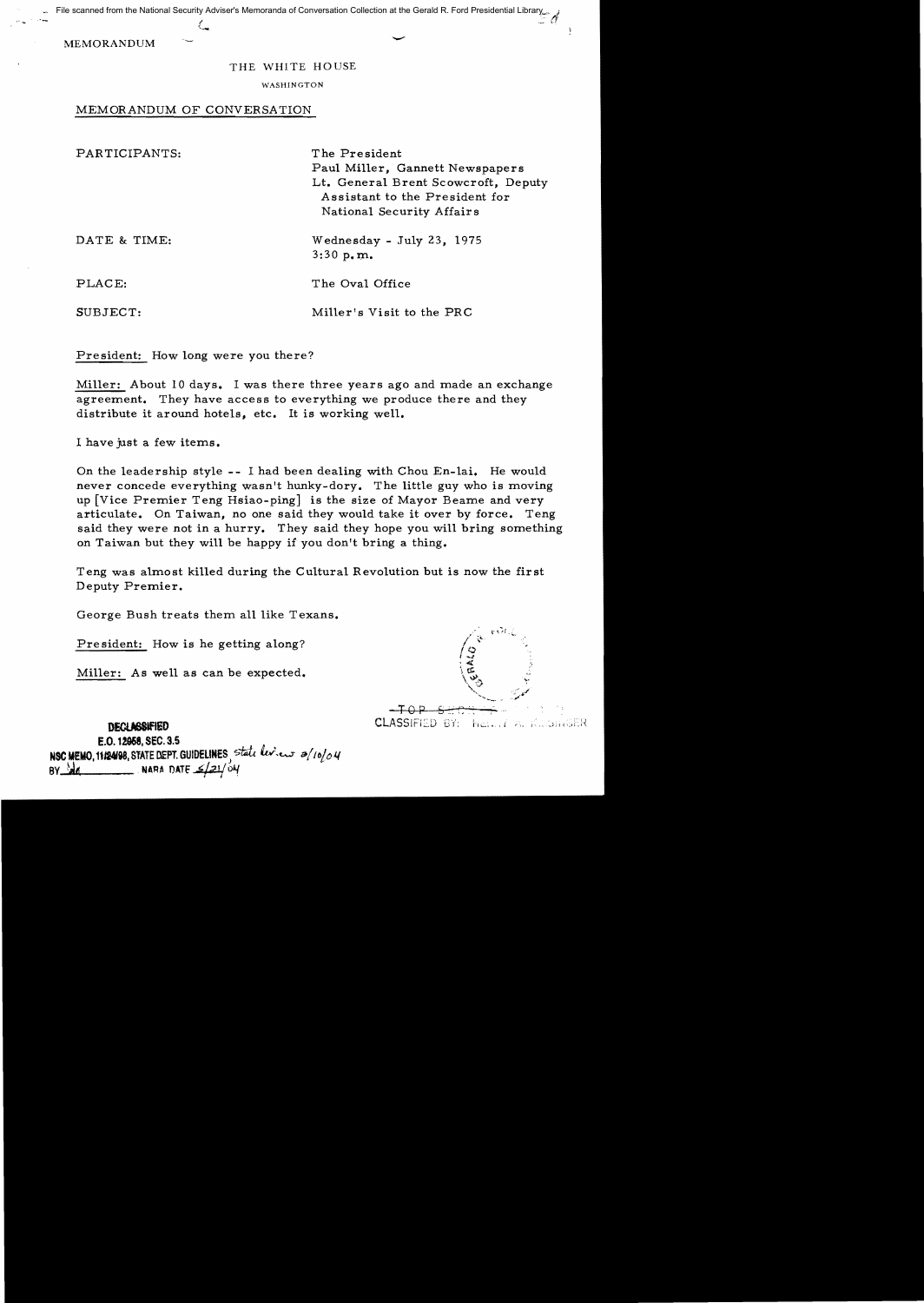File scanned from the National Security Adviser's Memoranda of Conversation Collection at the Gerald R. Ford Presidential Library

MEMORANDUM

THE WHITE HOUSE

WASHINGTON

MEMORANDUM OF CONVERSATION

PARTICIPANTS: The President
Paul Miller, Gannett Newspapers
Lt. General Brent Scowcroft, Deputy Assistant to the President for National Security Affairs

DATE & TIME: Wednesday - July 23, 1975
3:30 p.m.

PLACE: The Oval Office

SUBJECT: Miller's Visit to the PRC

President: How long were you there?

Miller: About 10 days. I was there three years ago and made an exchange agreement. They have access to everything we produce there and they distribute it around hotels, etc. It is working well.

I have just a few items.

On the leadership style -- I had been dealing with Chou En-lai. He would never concede everything wasn't hunky-dory. The little guy who is moving up [Vice Premier Teng Hsiao-ping] is the size of Mayor Beame and very articulate. On Taiwan, no one said they would take it over by force. Teng said they were not in a hurry. They said they hope you will bring something on Taiwan but they will be happy if you don't bring a thing.

Teng was almost killed during the Cultural Revolution but is now the first Deputy Premier.

George Bush treats them all like Texans.

President: How is he getting along?

Miller: As well as can be expected.

TOP SECRET
CLASSIFIED BY: HENRY A. KISSINGER

DECLASSIFIED
E.O. 12958, SEC. 3.5
NSC MEMO, 11/24/98, STATE DEPT. GUIDELINES, State review 3/10/04
BY dal NARA DATE 5/21/04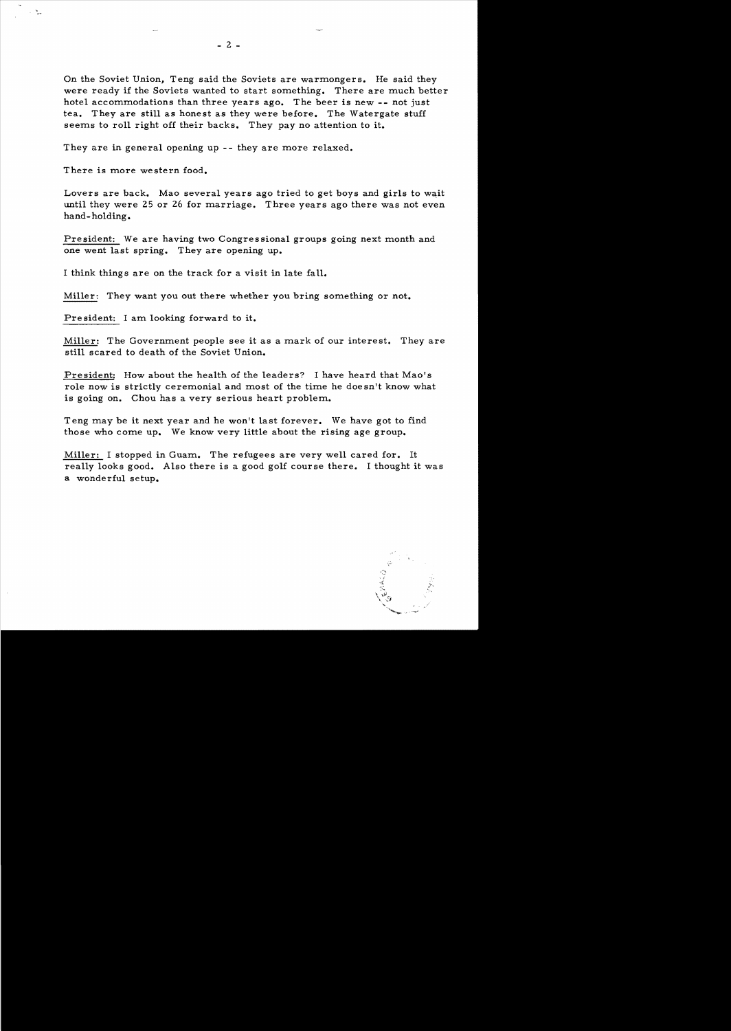On the Soviet Union, Teng said the Soviets are warmongers. He said they were ready if the Soviets wanted to start something. There are much better hotel accommodations than three years ago. The beer is new -- not just tea. They are still as honest as they were before. The Watergate stuff seems to roll right off their backs. They pay no attention to it.

They are in general opening up -- they are more relaxed.

There is more western food.

Lovers are back. Mao several years ago tried to get boys and girls to wait until they were 25 or 26 for marriage. Three years ago there was not even hand-holding.

President: We are having two Congressional groups going next month and one went last spring. They are opening up.

I think things are on the track for a visit in late fall.

Miller: They want you out there whether you bring something or not.

President: I am looking forward to it.

Miller: The Government people see it as a mark of our interest. They are still scared to death of the Soviet Union.

President: How about the health of the leaders? I have heard that Mao's role now is strictly ceremonial and most of the time he doesn't know what is going on. Chou has a very serious heart problem.

Teng may be it next year and he won't last forever. We have got to find those who come up. We know very little about the rising age group.

Miller: I stopped in Guam. The refugees are very well cared for. It really looks good. Also there is a good golf course there. I thought it was a wonderful setup.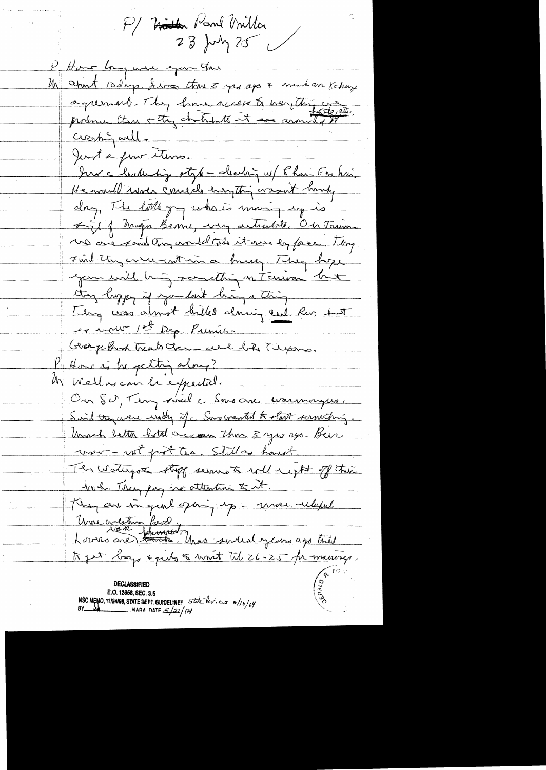P/ ~~Hidden~~ Paul Miller
23 July 75

P How long were you there

M About 10 days. Since then 5 yrs ago & such an Xchange agreement. They have access to everything in prdn there & they distribute it around. Lots, etc. Working well.

Just a few items.

Just a leadership style — dealing w/ Chou En-lai. He would never concede anything wasn't handy day. The little guy who is moving up is sight of Major Bennie, very articulate. On Taiwan no one said they would take it over by force. Teng said they were not in a hurry. They hope you will bring something on Taiwan but they happy if you don't bring a thing.

Teng was almost killed during Cul. Rev. but is now 1st Dep. Premier.

George Bush treats them all like Texans.

P How is he getting along?

M Well as can be expected.

On SU, Teng said the Sovs are warmongers. Said they were ready if the Sovs wanted to start something.

Much better hotel accom than 3 yrs ago. Beer never — not just tea. Still so honest.

The Watergate stuff seems to roll right off their back. They pay no attention to it.

They are in good opening up — more relaxed.

Wrote question posed.

Lovers are ~~[illegible]~~ look frustrated. Mao several years ago tried to get boys & girls to wait til 26-25 for marriage.

DECLASSIFIED
E.O. 12958, SEC. 3.5
NSC MEMO, 11/24/98, STATE DEPT. GUIDELINES State Review 8/10/04
BY [illegible] NARA DATE 5/21/04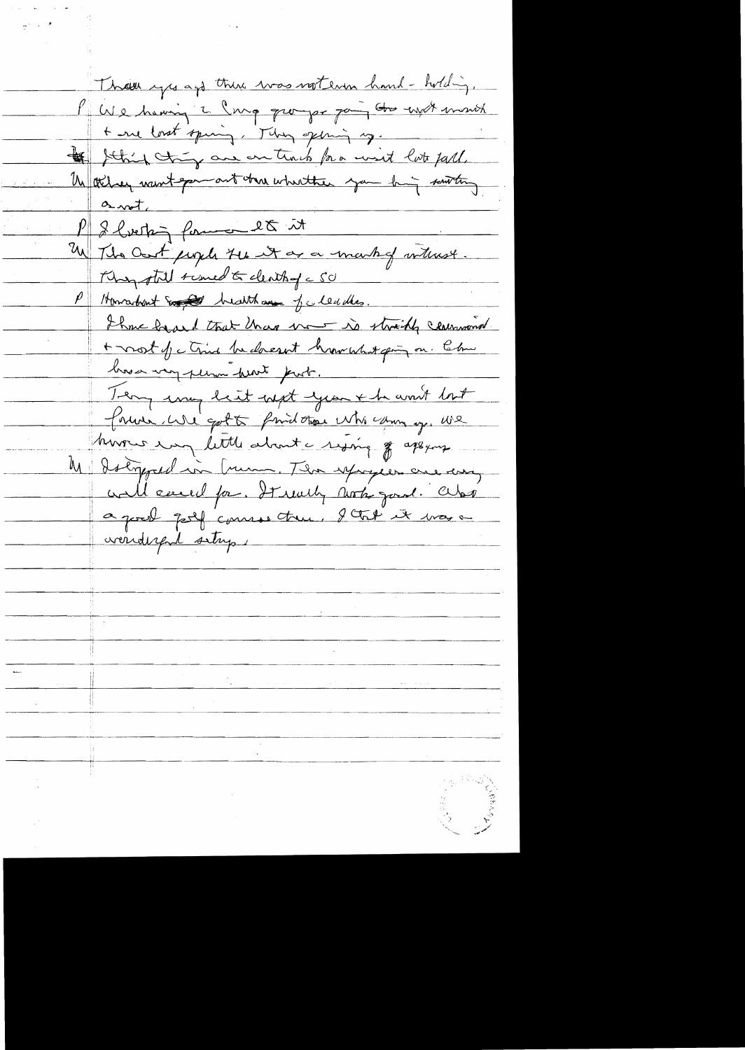Three years ago there was not even hand-holding.

P We having 2 Cong groups going to visit much & one last spring. They going up.

Think they are on track for a visit late fall.

M Others want you & see whether you buy something or not.

P I looking forward to it

M The court people see it as a mark of interest. They still scared to death of a SU

P How about health and of leaders.

I have heard that Chao now is strictly ceremonial & most of time he doesn't know what going on. Chou has a very serious heart prob.

Teng may be it next year & he won't last forever. We got to find those who coming up. We knows very little about a rising of [younger]

M I stopped in [Kunming]. The Wyngers are very well cared for. It really looks good. Also a good golf course there. I think it was a wonderful setup.